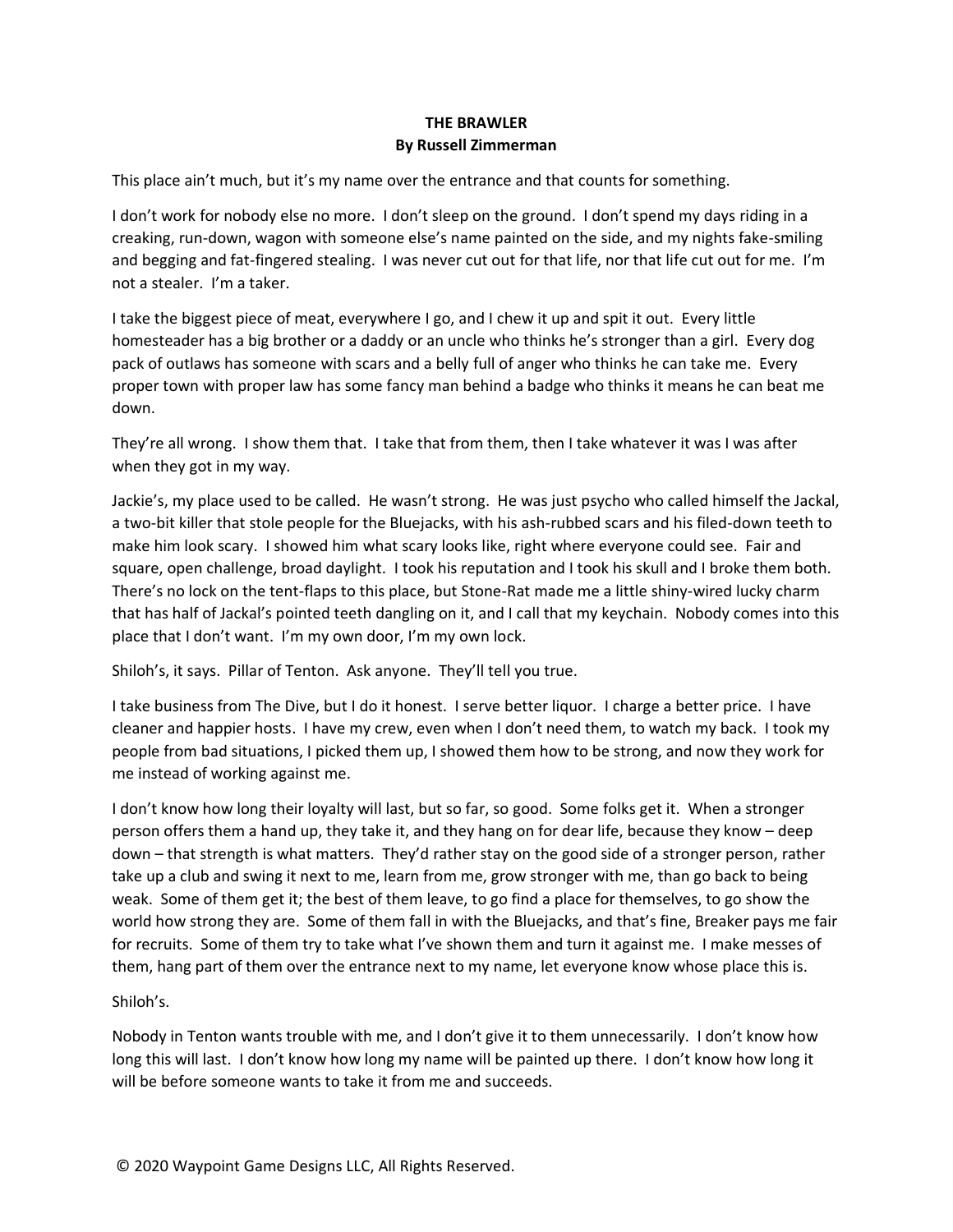**THE BRAWLER**
**By Russell Zimmerman**

This place ain't much, but it's my name over the entrance and that counts for something.

I don't work for nobody else no more. I don't sleep on the ground. I don't spend my days riding in a creaking, run-down, wagon with someone else's name painted on the side, and my nights fake-smiling and begging and fat-fingered stealing. I was never cut out for that life, nor that life cut out for me. I'm not a stealer. I'm a taker.

I take the biggest piece of meat, everywhere I go, and I chew it up and spit it out. Every little homesteader has a big brother or a daddy or an uncle who thinks he's stronger than a girl. Every dog pack of outlaws has someone with scars and a belly full of anger who thinks he can take me. Every proper town with proper law has some fancy man behind a badge who thinks it means he can beat me down.

They're all wrong. I show them that. I take that from them, then I take whatever it was I was after when they got in my way.

Jackie's, my place used to be called. He wasn't strong. He was just psycho who called himself the Jackal, a two-bit killer that stole people for the Bluejacks, with his ash-rubbed scars and his filed-down teeth to make him look scary. I showed him what scary looks like, right where everyone could see. Fair and square, open challenge, broad daylight. I took his reputation and I took his skull and I broke them both. There's no lock on the tent-flaps to this place, but Stone-Rat made me a little shiny-wired lucky charm that has half of Jackal's pointed teeth dangling on it, and I call that my keychain. Nobody comes into this place that I don't want. I'm my own door, I'm my own lock.

Shiloh's, it says. Pillar of Tenton. Ask anyone. They'll tell you true.

I take business from The Dive, but I do it honest. I serve better liquor. I charge a better price. I have cleaner and happier hosts. I have my crew, even when I don't need them, to watch my back. I took my people from bad situations, I picked them up, I showed them how to be strong, and now they work for me instead of working against me.

I don't know how long their loyalty will last, but so far, so good. Some folks get it. When a stronger person offers them a hand up, they take it, and they hang on for dear life, because they know – deep down – that strength is what matters. They'd rather stay on the good side of a stronger person, rather take up a club and swing it next to me, learn from me, grow stronger with me, than go back to being weak. Some of them get it; the best of them leave, to go find a place for themselves, to go show the world how strong they are. Some of them fall in with the Bluejacks, and that's fine, Breaker pays me fair for recruits. Some of them try to take what I've shown them and turn it against me. I make messes of them, hang part of them over the entrance next to my name, let everyone know whose place this is.

Shiloh's.

Nobody in Tenton wants trouble with me, and I don't give it to them unnecessarily. I don't know how long this will last. I don't know how long my name will be painted up there. I don't know how long it will be before someone wants to take it from me and succeeds.

© 2020 Waypoint Game Designs LLC, All Rights Reserved.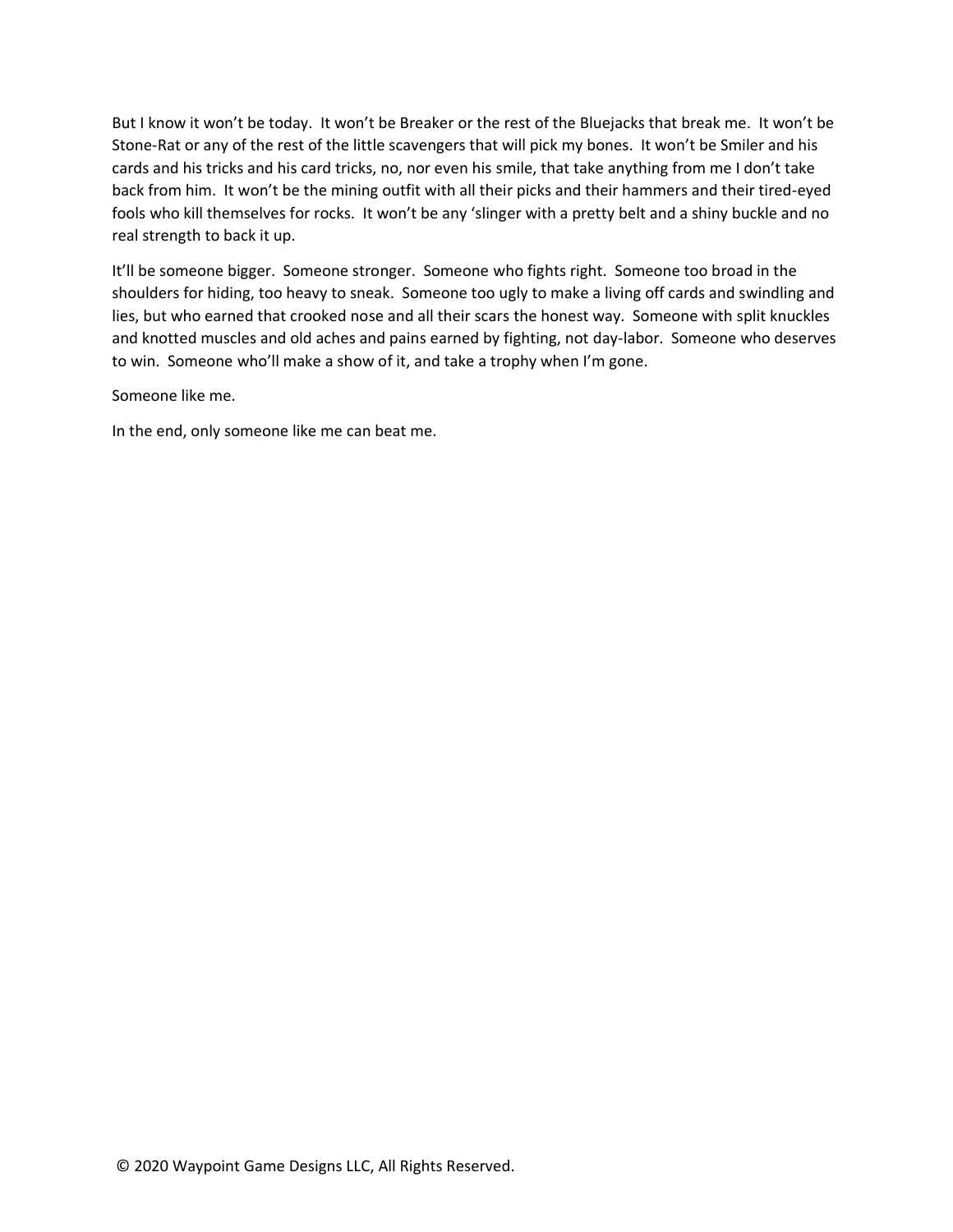But I know it won't be today. It won't be Breaker or the rest of the Bluejacks that break me. It won't be Stone-Rat or any of the rest of the little scavengers that will pick my bones. It won't be Smiler and his cards and his tricks and his card tricks, no, nor even his smile, that take anything from me I don't take back from him. It won't be the mining outfit with all their picks and their hammers and their tired-eyed fools who kill themselves for rocks. It won't be any 'slinger with a pretty belt and a shiny buckle and no real strength to back it up.

It'll be someone bigger. Someone stronger. Someone who fights right. Someone too broad in the shoulders for hiding, too heavy to sneak. Someone too ugly to make a living off cards and swindling and lies, but who earned that crooked nose and all their scars the honest way. Someone with split knuckles and knotted muscles and old aches and pains earned by fighting, not day-labor. Someone who deserves to win. Someone who'll make a show of it, and take a trophy when I'm gone.

Someone like me.

In the end, only someone like me can beat me.

© 2020 Waypoint Game Designs LLC, All Rights Reserved.